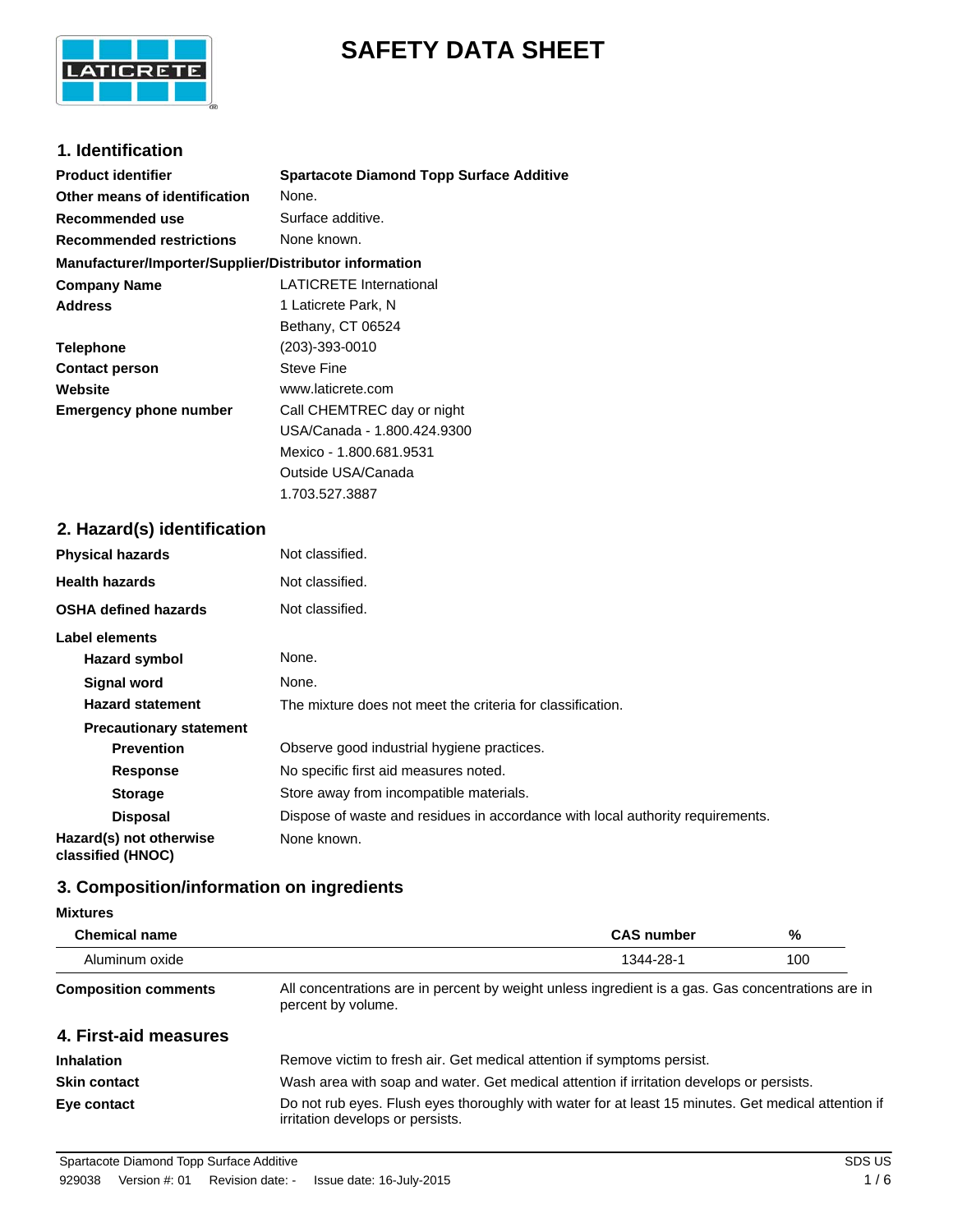# SAFETY DATA SHEET

## 1. Identification

| | |
|---|---|
| **Product identifier** | **Spartacote Diamond Topp Surface Additive** |
| **Other means of identification** | None. |
| **Recommended use** | Surface additive. |
| **Recommended restrictions** | None known. |

**Manufacturer/Importer/Supplier/Distributor information**

| | |
|---|---|
| **Company Name** | LATICRETE International |
| **Address** | 1 Laticrete Park, N<br>Bethany, CT 06524 |
| **Telephone** | (203)-393-0010 |
| **Contact person** | Steve Fine |
| **Website** | www.laticrete.com |
| **Emergency phone number** | Call CHEMTREC day or night<br>USA/Canada - 1.800.424.9300<br>Mexico - 1.800.681.9531<br>Outside USA/Canada<br>1.703.527.3887 |

## 2. Hazard(s) identification

| | |
|---|---|
| **Physical hazards** | Not classified. |
| **Health hazards** | Not classified. |
| **OSHA defined hazards** | Not classified. |

**Label elements**

| | |
|---|---|
| **Hazard symbol** | None. |
| **Signal word** | None. |
| **Hazard statement** | The mixture does not meet the criteria for classification. |

**Precautionary statement**

| | |
|---|---|
| **Prevention** | Observe good industrial hygiene practices. |
| **Response** | No specific first aid measures noted. |
| **Storage** | Store away from incompatible materials. |
| **Disposal** | Dispose of waste and residues in accordance with local authority requirements. |
| **Hazard(s) not otherwise classified (HNOC)** | None known. |

## 3. Composition/information on ingredients

**Mixtures**

| Chemical name | CAS number | % |
|---|---|---|
| Aluminum oxide | 1344-28-1 | 100 |

**Composition comments**: All concentrations are in percent by weight unless ingredient is a gas. Gas concentrations are in percent by volume.

## 4. First-aid measures

| | |
|---|---|
| **Inhalation** | Remove victim to fresh air. Get medical attention if symptoms persist. |
| **Skin contact** | Wash area with soap and water. Get medical attention if irritation develops or persists. |
| **Eye contact** | Do not rub eyes. Flush eyes thoroughly with water for at least 15 minutes. Get medical attention if irritation develops or persists. |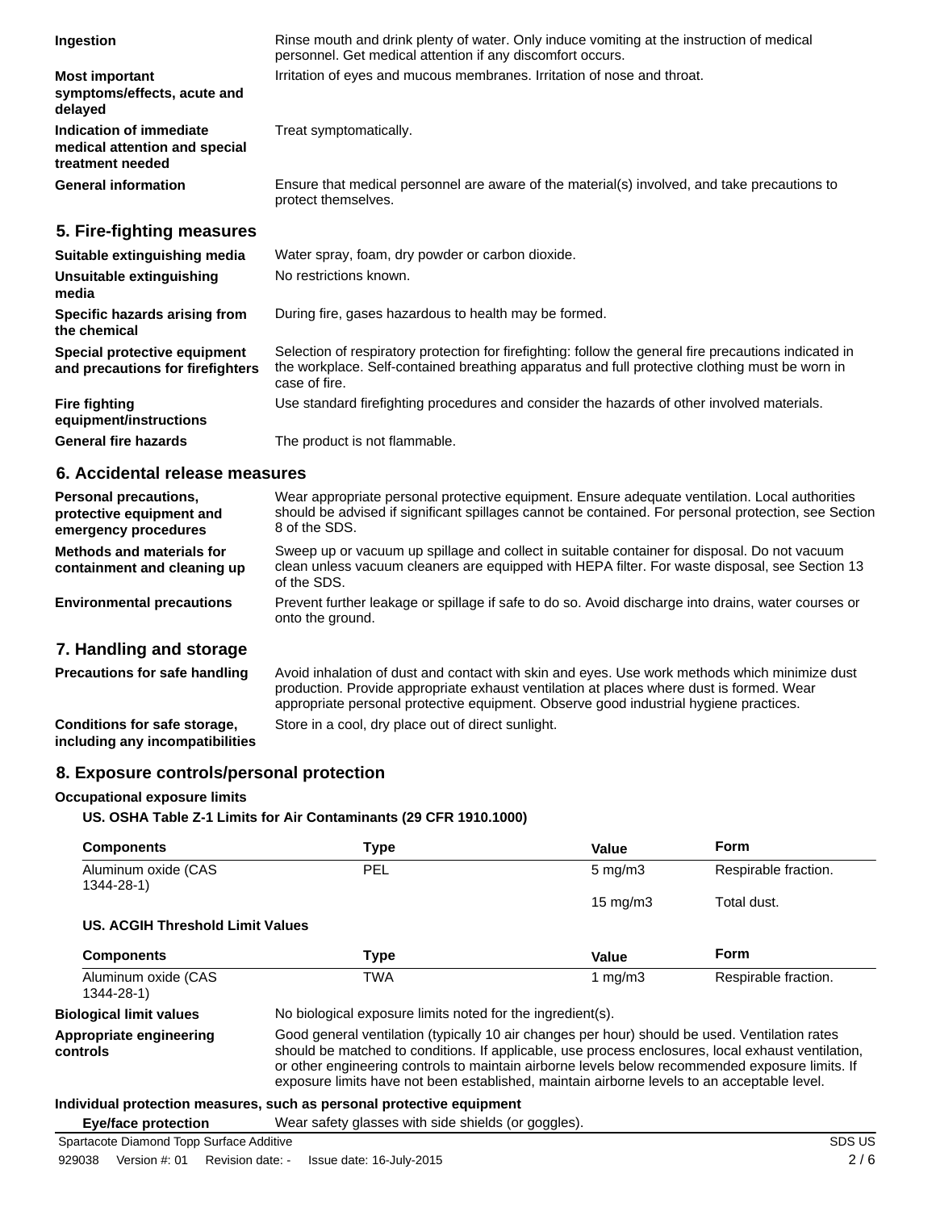| | |
|---|---|
| **Ingestion** | Rinse mouth and drink plenty of water. Only induce vomiting at the instruction of medical personnel. Get medical attention if any discomfort occurs. |
| **Most important symptoms/effects, acute and delayed** | Irritation of eyes and mucous membranes. Irritation of nose and throat. |
| **Indication of immediate medical attention and special treatment needed** | Treat symptomatically. |
| **General information** | Ensure that medical personnel are aware of the material(s) involved, and take precautions to protect themselves. |

## 5. Fire-fighting measures

| | |
|---|---|
| **Suitable extinguishing media** | Water spray, foam, dry powder or carbon dioxide. |
| **Unsuitable extinguishing media** | No restrictions known. |
| **Specific hazards arising from the chemical** | During fire, gases hazardous to health may be formed. |
| **Special protective equipment and precautions for firefighters** | Selection of respiratory protection for firefighting: follow the general fire precautions indicated in the workplace. Self-contained breathing apparatus and full protective clothing must be worn in case of fire. |
| **Fire fighting equipment/instructions** | Use standard firefighting procedures and consider the hazards of other involved materials. |
| **General fire hazards** | The product is not flammable. |

## 6. Accidental release measures

| | |
|---|---|
| **Personal precautions, protective equipment and emergency procedures** | Wear appropriate personal protective equipment. Ensure adequate ventilation. Local authorities should be advised if significant spillages cannot be contained. For personal protection, see Section 8 of the SDS. |
| **Methods and materials for containment and cleaning up** | Sweep up or vacuum up spillage and collect in suitable container for disposal. Do not vacuum clean unless vacuum cleaners are equipped with HEPA filter. For waste disposal, see Section 13 of the SDS. |
| **Environmental precautions** | Prevent further leakage or spillage if safe to do so. Avoid discharge into drains, water courses or onto the ground. |

## 7. Handling and storage

| | |
|---|---|
| **Precautions for safe handling** | Avoid inhalation of dust and contact with skin and eyes. Use work methods which minimize dust production. Provide appropriate exhaust ventilation at places where dust is formed. Wear appropriate personal protective equipment. Observe good industrial hygiene practices. |
| **Conditions for safe storage, including any incompatibilities** | Store in a cool, dry place out of direct sunlight. |

## 8. Exposure controls/personal protection

**Occupational exposure limits**

**US. OSHA Table Z-1 Limits for Air Contaminants (29 CFR 1910.1000)**

| Components | Type | Value | Form |
|---|---|---|---|
| Aluminum oxide (CAS 1344-28-1) | PEL | 5 mg/m3 | Respirable fraction. |
| | | 15 mg/m3 | Total dust. |

**US. ACGIH Threshold Limit Values**

| Components | Type | Value | Form |
|---|---|---|---|
| Aluminum oxide (CAS 1344-28-1) | TWA | 1 mg/m3 | Respirable fraction. |

| | |
|---|---|
| **Biological limit values** | No biological exposure limits noted for the ingredient(s). |
| **Appropriate engineering controls** | Good general ventilation (typically 10 air changes per hour) should be used. Ventilation rates should be matched to conditions. If applicable, use process enclosures, local exhaust ventilation, or other engineering controls to maintain airborne levels below recommended exposure limits. If exposure limits have not been established, maintain airborne levels to an acceptable level. |

**Individual protection measures, such as personal protective equipment**

| | |
|---|---|
| **Eye/face protection** | Wear safety glasses with side shields (or goggles). |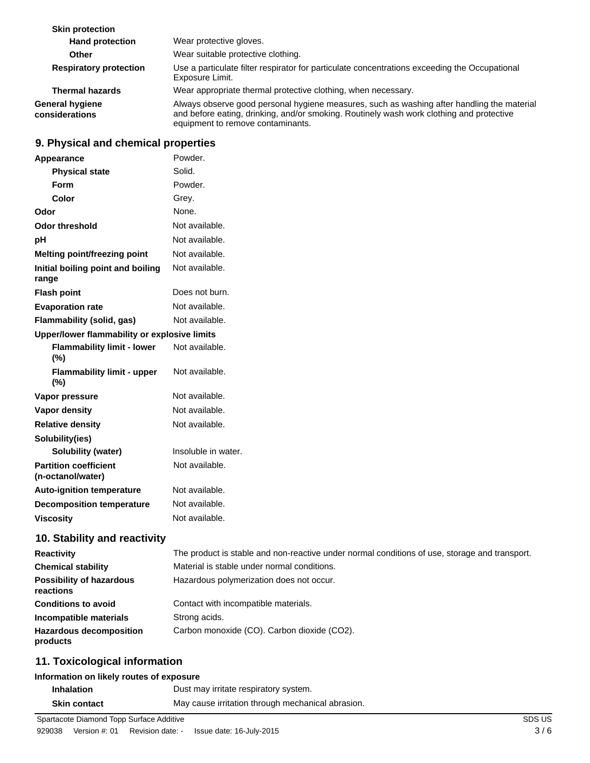| | |
|---|---|
| **Skin protection** | |
| **Hand protection** | Wear protective gloves. |
| **Other** | Wear suitable protective clothing. |
| **Respiratory protection** | Use a particulate filter respirator for particulate concentrations exceeding the Occupational Exposure Limit. |
| **Thermal hazards** | Wear appropriate thermal protective clothing, when necessary. |
| **General hygiene considerations** | Always observe good personal hygiene measures, such as washing after handling the material and before eating, drinking, and/or smoking. Routinely wash work clothing and protective equipment to remove contaminants. |

## 9. Physical and chemical properties

| | |
|---|---|
| **Appearance** | Powder. |
| **Physical state** | Solid. |
| **Form** | Powder. |
| **Color** | Grey. |
| **Odor** | None. |
| **Odor threshold** | Not available. |
| **pH** | Not available. |
| **Melting point/freezing point** | Not available. |
| **Initial boiling point and boiling range** | Not available. |
| **Flash point** | Does not burn. |
| **Evaporation rate** | Not available. |
| **Flammability (solid, gas)** | Not available. |
| **Upper/lower flammability or explosive limits** | |
| **Flammability limit - lower (%)** | Not available. |
| **Flammability limit - upper (%)** | Not available. |
| **Vapor pressure** | Not available. |
| **Vapor density** | Not available. |
| **Relative density** | Not available. |
| **Solubility(ies)** | |
| **Solubility (water)** | Insoluble in water. |
| **Partition coefficient (n-octanol/water)** | Not available. |
| **Auto-ignition temperature** | Not available. |
| **Decomposition temperature** | Not available. |
| **Viscosity** | Not available. |

## 10. Stability and reactivity

| | |
|---|---|
| **Reactivity** | The product is stable and non-reactive under normal conditions of use, storage and transport. |
| **Chemical stability** | Material is stable under normal conditions. |
| **Possibility of hazardous reactions** | Hazardous polymerization does not occur. |
| **Conditions to avoid** | Contact with incompatible materials. |
| **Incompatible materials** | Strong acids. |
| **Hazardous decomposition products** | Carbon monoxide (CO). Carbon dioxide ($CO_2$). |

## 11. Toxicological information

**Information on likely routes of exposure**

| | |
|---|---|
| **Inhalation** | Dust may irritate respiratory system. |
| **Skin contact** | May cause irritation through mechanical abrasion. |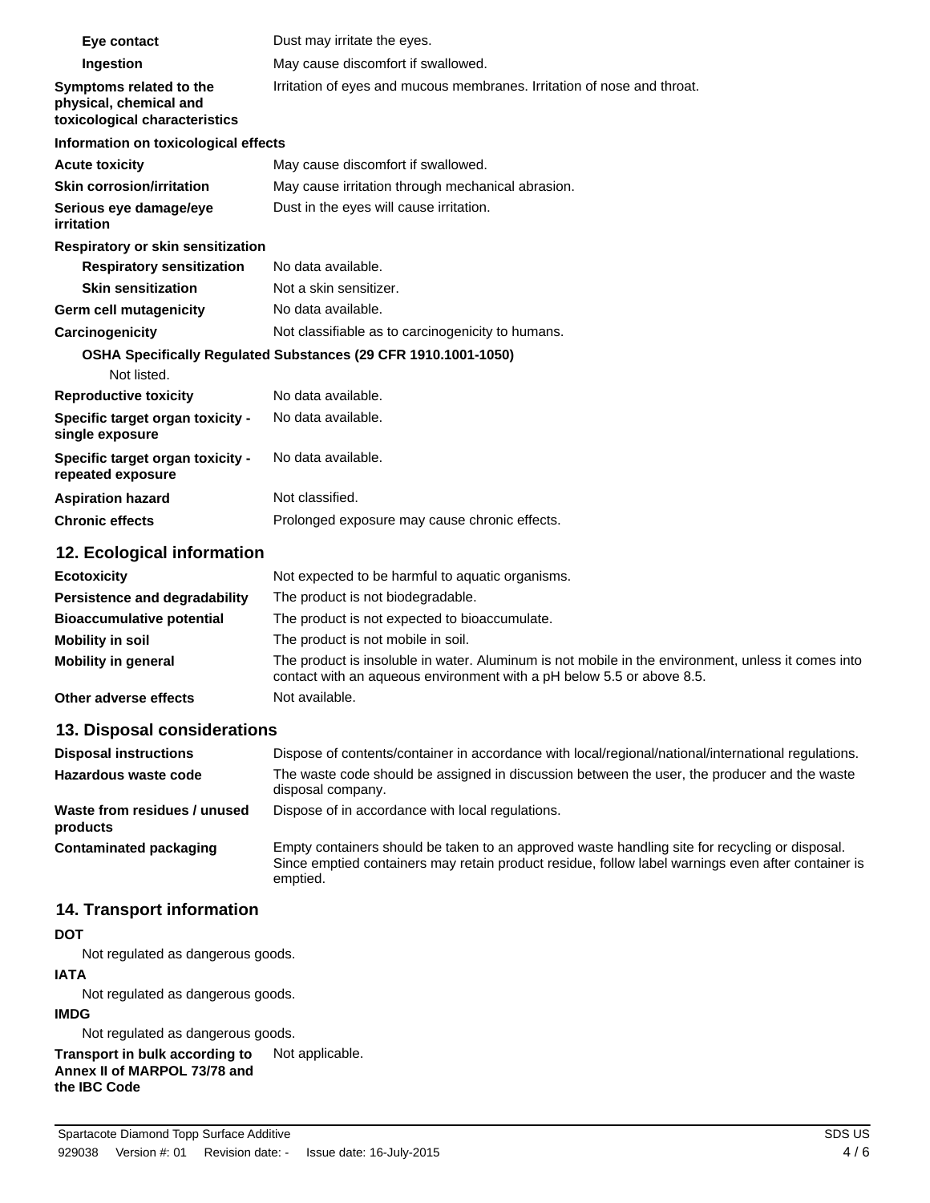| | |
|---|---|
| **Eye contact** | Dust may irritate the eyes. |
| **Ingestion** | May cause discomfort if swallowed. |
| **Symptoms related to the physical, chemical and toxicological characteristics** | Irritation of eyes and mucous membranes. Irritation of nose and throat. |

**Information on toxicological effects**

| | |
|---|---|
| **Acute toxicity** | May cause discomfort if swallowed. |
| **Skin corrosion/irritation** | May cause irritation through mechanical abrasion. |
| **Serious eye damage/eye irritation** | Dust in the eyes will cause irritation. |

**Respiratory or skin sensitization**

| | |
|---|---|
| **Respiratory sensitization** | No data available. |
| **Skin sensitization** | Not a skin sensitizer. |
| **Germ cell mutagenicity** | No data available. |
| **Carcinogenicity** | Not classifiable as to carcinogenicity to humans. |

**OSHA Specifically Regulated Substances (29 CFR 1910.1001-1050)**

Not listed.

| | |
|---|---|
| **Reproductive toxicity** | No data available. |
| **Specific target organ toxicity - single exposure** | No data available. |
| **Specific target organ toxicity - repeated exposure** | No data available. |
| **Aspiration hazard** | Not classified. |
| **Chronic effects** | Prolonged exposure may cause chronic effects. |

## 12. Ecological information

| | |
|---|---|
| **Ecotoxicity** | Not expected to be harmful to aquatic organisms. |
| **Persistence and degradability** | The product is not biodegradable. |
| **Bioaccumulative potential** | The product is not expected to bioaccumulate. |
| **Mobility in soil** | The product is not mobile in soil. |
| **Mobility in general** | The product is insoluble in water. Aluminum is not mobile in the environment, unless it comes into contact with an aqueous environment with a pH below 5.5 or above 8.5. |
| **Other adverse effects** | Not available. |

## 13. Disposal considerations

| | |
|---|---|
| **Disposal instructions** | Dispose of contents/container in accordance with local/regional/national/international regulations. |
| **Hazardous waste code** | The waste code should be assigned in discussion between the user, the producer and the waste disposal company. |
| **Waste from residues / unused products** | Dispose of in accordance with local regulations. |
| **Contaminated packaging** | Empty containers should be taken to an approved waste handling site for recycling or disposal. Since emptied containers may retain product residue, follow label warnings even after container is emptied. |

## 14. Transport information

**DOT**

Not regulated as dangerous goods.

**IATA**

Not regulated as dangerous goods.

**IMDG**

Not regulated as dangerous goods.

| | |
|---|---|
| **Transport in bulk according to Annex II of MARPOL 73/78 and the IBC Code** | Not applicable. |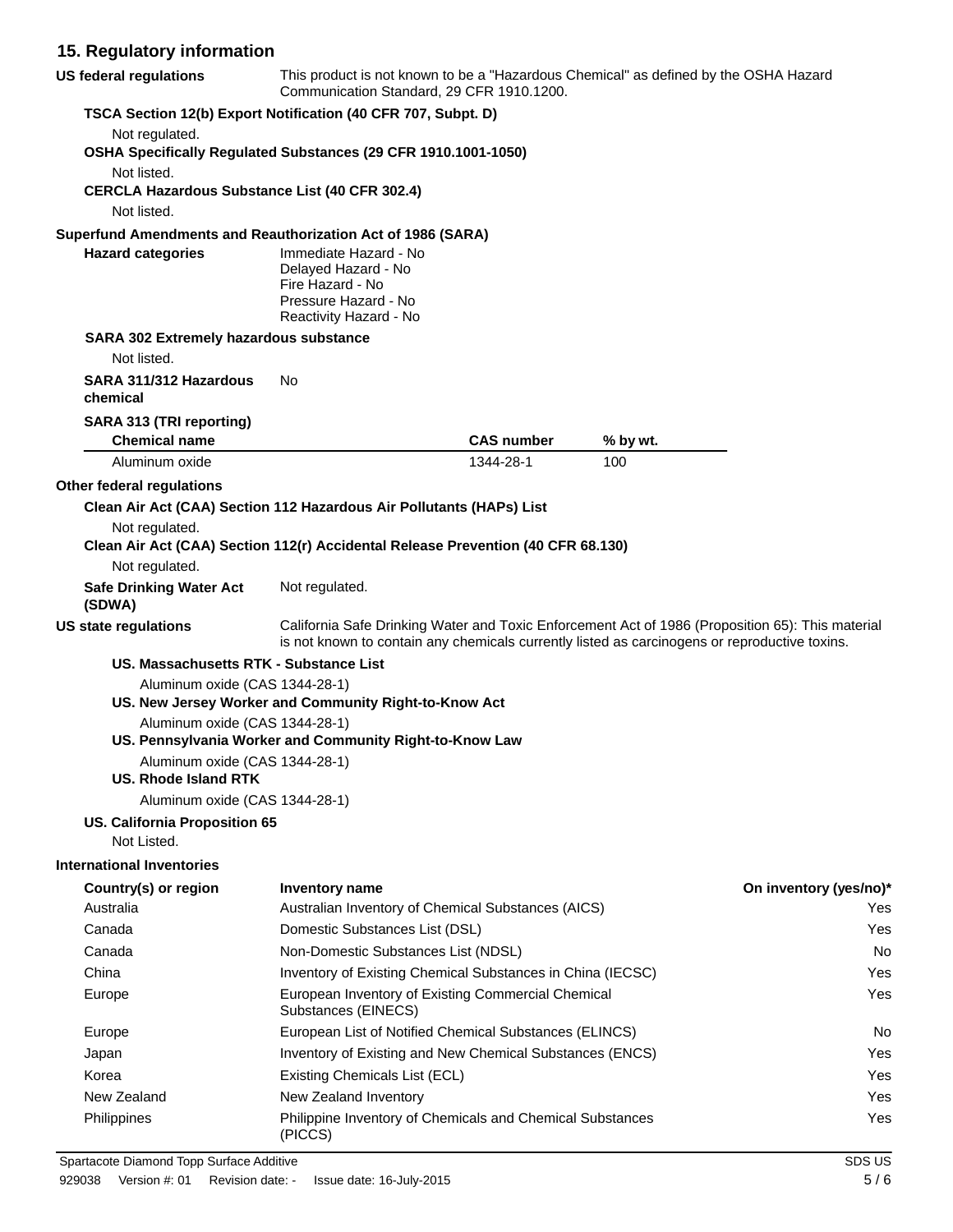## 15. Regulatory information

**US federal regulations** This product is not known to be a "Hazardous Chemical" as defined by the OSHA Hazard Communication Standard, 29 CFR 1910.1200.

**TSCA Section 12(b) Export Notification (40 CFR 707, Subpt. D)**

Not regulated.

**OSHA Specifically Regulated Substances (29 CFR 1910.1001-1050)**

Not listed.

**CERCLA Hazardous Substance List (40 CFR 302.4)**

Not listed.

**Superfund Amendments and Reauthorization Act of 1986 (SARA)**

**Hazard categories**
Immediate Hazard - No
Delayed Hazard - No
Fire Hazard - No
Pressure Hazard - No
Reactivity Hazard - No

**SARA 302 Extremely hazardous substance**

Not listed.

**SARA 311/312 Hazardous chemical** No

**SARA 313 (TRI reporting)**

| Chemical name | CAS number | % by wt. |
|---|---|---|
| Aluminum oxide | 1344-28-1 | 100 |

**Other federal regulations**

**Clean Air Act (CAA) Section 112 Hazardous Air Pollutants (HAPs) List**

Not regulated.

**Clean Air Act (CAA) Section 112(r) Accidental Release Prevention (40 CFR 68.130)**

Not regulated.

**Safe Drinking Water Act (SDWA)** Not regulated.

**US state regulations** California Safe Drinking Water and Toxic Enforcement Act of 1986 (Proposition 65): This material is not known to contain any chemicals currently listed as carcinogens or reproductive toxins.

**US. Massachusetts RTK - Substance List**

Aluminum oxide (CAS 1344-28-1)

**US. New Jersey Worker and Community Right-to-Know Act**

Aluminum oxide (CAS 1344-28-1)

**US. Pennsylvania Worker and Community Right-to-Know Law**

Aluminum oxide (CAS 1344-28-1)

**US. Rhode Island RTK**

Aluminum oxide (CAS 1344-28-1)

**US. California Proposition 65**

Not Listed.

**International Inventories**

| Country(s) or region | Inventory name | On inventory (yes/no)* |
|---|---|---|
| Australia | Australian Inventory of Chemical Substances (AICS) | Yes |
| Canada | Domestic Substances List (DSL) | Yes |
| Canada | Non-Domestic Substances List (NDSL) | No |
| China | Inventory of Existing Chemical Substances in China (IECSC) | Yes |
| Europe | European Inventory of Existing Commercial Chemical Substances (EINECS) | Yes |
| Europe | European List of Notified Chemical Substances (ELINCS) | No |
| Japan | Inventory of Existing and New Chemical Substances (ENCS) | Yes |
| Korea | Existing Chemicals List (ECL) | Yes |
| New Zealand | New Zealand Inventory | Yes |
| Philippines | Philippine Inventory of Chemicals and Chemical Substances (PICCS) | Yes |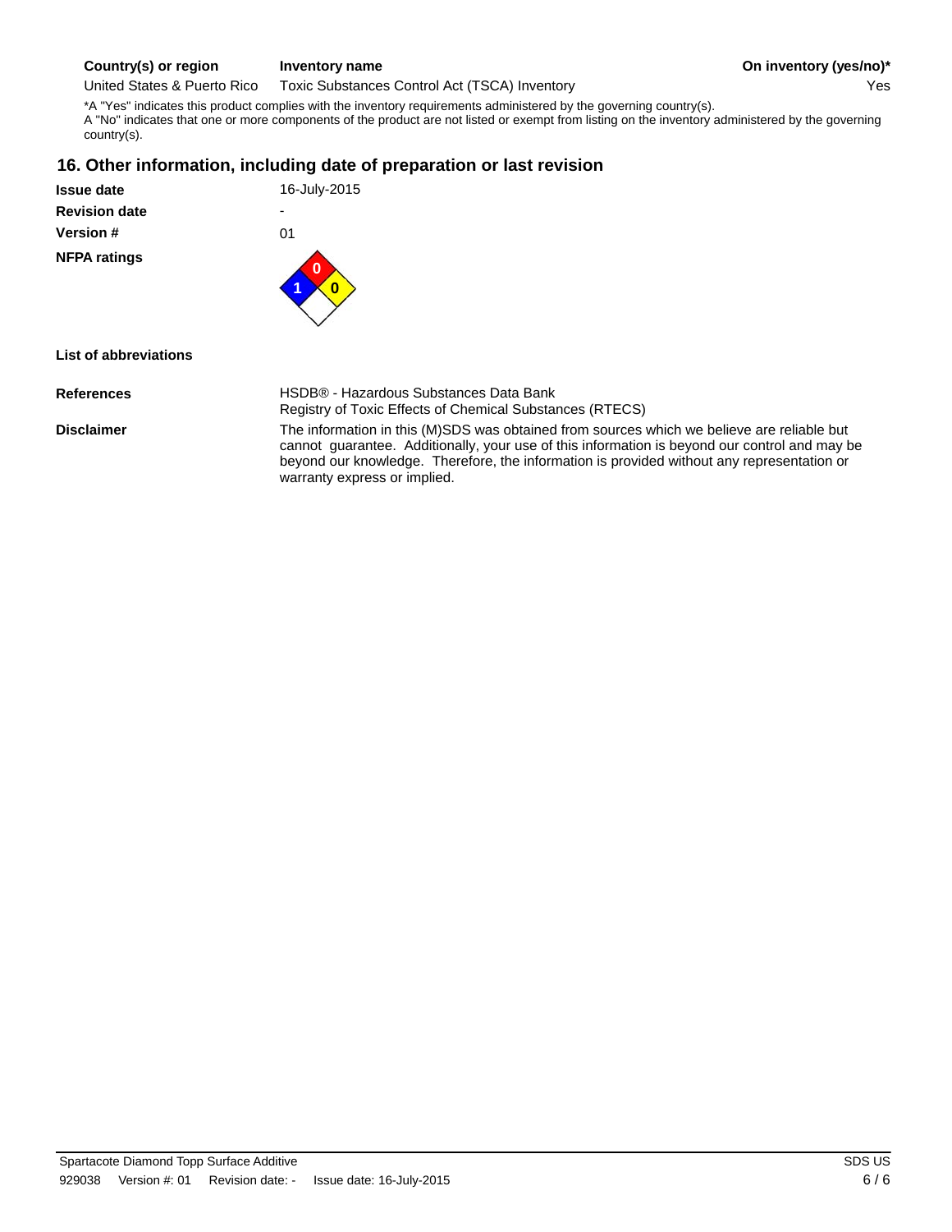| Country(s) or region | Inventory name | On inventory (yes/no)* |
| --- | --- | --- |
| United States & Puerto Rico | Toxic Substances Control Act (TSCA) Inventory | Yes |

*A "Yes" indicates this product complies with the inventory requirements administered by the governing country(s).
A "No" indicates that one or more components of the product are not listed or exempt from listing on the inventory administered by the governing country(s).

## 16. Other information, including date of preparation or last revision

**Issue date** 16-July-2015

**Revision date** -

**Version #** 01

**NFPA ratings**

0
1
0

**List of abbreviations**

**References** HSDB® - Hazardous Substances Data Bank
Registry of Toxic Effects of Chemical Substances (RTECS)

**Disclaimer** The information in this (M)SDS was obtained from sources which we believe are reliable but cannot guarantee. Additionally, your use of this information is beyond our control and may be beyond our knowledge. Therefore, the information is provided without any representation or warranty express or implied.